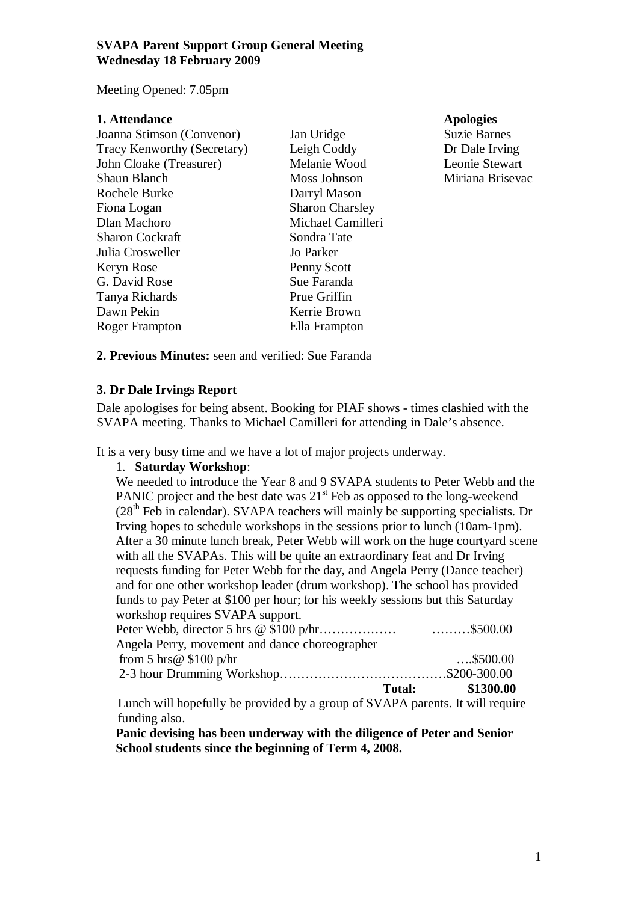**SVAPA Parent Support Group General Meeting**
**Wednesday 18 February 2009**

Meeting Opened: 7.05pm

**1. Attendance**

| | | **Apologies** |
|---|---|---|
| Joanna Stimson (Convenor) | Jan Uridge | Suzie Barnes |
| Tracy Kenworthy (Secretary) | Leigh Coddy | Dr Dale Irving |
| John Cloake (Treasurer) | Melanie Wood | Leonie Stewart |
| Shaun Blanch | Moss Johnson | Miriana Brisevac |
| Rochele Burke | Darryl Mason | |
| Fiona Logan | Sharon Charsley | |
| Dlan Machoro | Michael Camilleri | |
| Sharon Cockraft | Sondra Tate | |
| Julia Crosweller | Jo Parker | |
| Keryn Rose | Penny Scott | |
| G. David Rose | Sue Faranda | |
| Tanya Richards | Prue Griffin | |
| Dawn Pekin | Kerrie Brown | |
| Roger Frampton | Ella Frampton | |

**2. Previous Minutes:** seen and verified: Sue Faranda

**3. Dr Dale Irvings Report**

Dale apologises for being absent. Booking for PIAF shows - times clashied with the SVAPA meeting. Thanks to Michael Camilleri for attending in Dale's absence.

It is a very busy time and we have a lot of major projects underway.

1. **Saturday Workshop**:
We needed to introduce the Year 8 and 9 SVAPA students to Peter Webb and the PANIC project and the best date was 21st Feb as opposed to the long-weekend (28th Feb in calendar). SVAPA teachers will mainly be supporting specialists. Dr Irving hopes to schedule workshops in the sessions prior to lunch (10am-1pm). After a 30 minute lunch break, Peter Webb will work on the huge courtyard scene with all the SVAPAs. This will be quite an extraordinary feat and Dr Irving requests funding for Peter Webb for the day, and Angela Perry (Dance teacher) and for one other workshop leader (drum workshop). The school has provided funds to pay Peter at $100 per hour; for his weekly sessions but this Saturday workshop requires SVAPA support.
Peter Webb, director 5 hrs @ $100 p/hr……………… ………$500.00
Angela Perry, movement and dance choreographer
from 5 hrs@ $100 p/hr ….$500.00
2-3 hour Drumming Workshop…………………………………$200-300.00
**Total: $1300.00**
Lunch will hopefully be provided by a group of SVAPA parents. It will require funding also.
**Panic devising has been underway with the diligence of Peter and Senior School students since the beginning of Term 4, 2008.**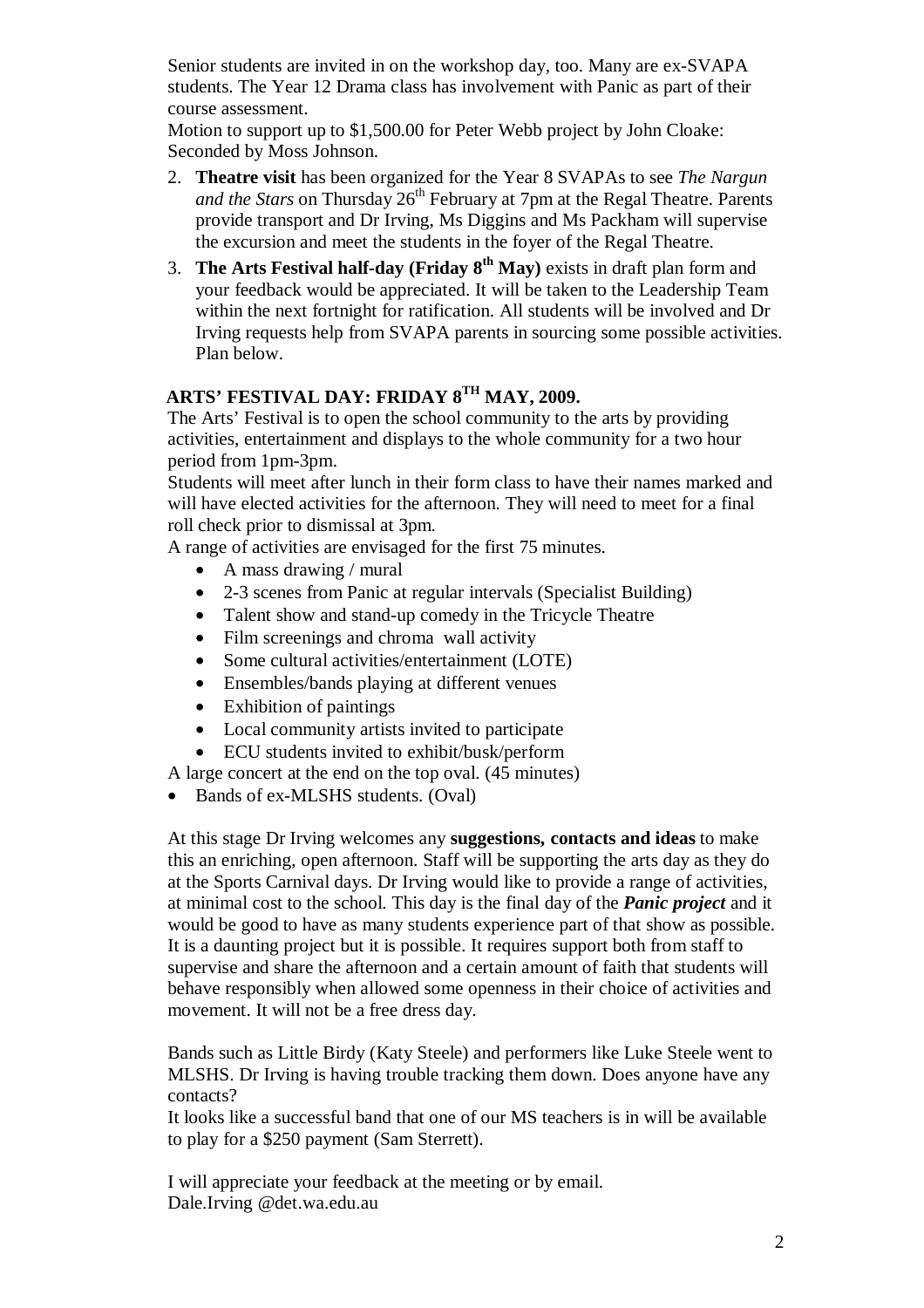Senior students are invited in on the workshop day, too. Many are ex-SVAPA students. The Year 12 Drama class has involvement with Panic as part of their course assessment.

Motion to support up to $1,500.00 for Peter Webb project by John Cloake: Seconded by Moss Johnson.

2. **Theatre visit** has been organized for the Year 8 SVAPAs to see *The Nargun and the Stars* on Thursday 26th February at 7pm at the Regal Theatre. Parents provide transport and Dr Irving, Ms Diggins and Ms Packham will supervise the excursion and meet the students in the foyer of the Regal Theatre.
3. **The Arts Festival half-day (Friday 8th May)** exists in draft plan form and your feedback would be appreciated. It will be taken to the Leadership Team within the next fortnight for ratification. All students will be involved and Dr Irving requests help from SVAPA parents in sourcing some possible activities. Plan below.

## ARTS' FESTIVAL DAY: FRIDAY 8TH MAY, 2009.

The Arts' Festival is to open the school community to the arts by providing activities, entertainment and displays to the whole community for a two hour period from 1pm-3pm.

Students will meet after lunch in their form class to have their names marked and will have elected activities for the afternoon. They will need to meet for a final roll check prior to dismissal at 3pm.

A range of activities are envisaged for the first 75 minutes.

- A mass drawing / mural
- 2-3 scenes from Panic at regular intervals (Specialist Building)
- Talent show and stand-up comedy in the Tricycle Theatre
- Film screenings and chroma wall activity
- Some cultural activities/entertainment (LOTE)
- Ensembles/bands playing at different venues
- Exhibition of paintings
- Local community artists invited to participate
- ECU students invited to exhibit/busk/perform

A large concert at the end on the top oval. (45 minutes)

- Bands of ex-MLSHS students. (Oval)

At this stage Dr Irving welcomes any **suggestions, contacts and ideas** to make this an enriching, open afternoon. Staff will be supporting the arts day as they do at the Sports Carnival days. Dr Irving would like to provide a range of activities, at minimal cost to the school. This day is the final day of the ***Panic project*** and it would be good to have as many students experience part of that show as possible. It is a daunting project but it is possible. It requires support both from staff to supervise and share the afternoon and a certain amount of faith that students will behave responsibly when allowed some openness in their choice of activities and movement. It will not be a free dress day.

Bands such as Little Birdy (Katy Steele) and performers like Luke Steele went to MLSHS. Dr Irving is having trouble tracking them down. Does anyone have any contacts?

It looks like a successful band that one of our MS teachers is in will be available to play for a $250 payment (Sam Sterrett).

I will appreciate your feedback at the meeting or by email.
Dale.Irving @det.wa.edu.au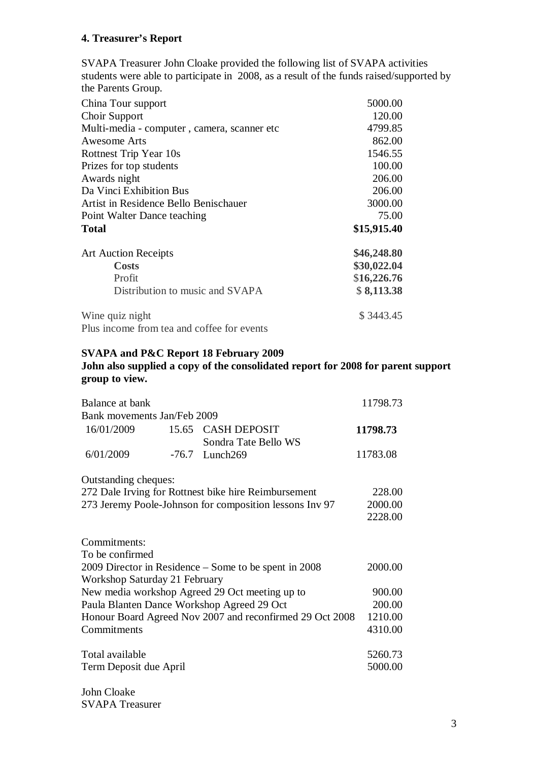**4. Treasurer's Report**

SVAPA Treasurer John Cloake provided the following list of SVAPA activities students were able to participate in 2008, as a result of the funds raised/supported by the Parents Group.

| | |
|---|---|
| China Tour support | 5000.00 |
| Choir Support | 120.00 |
| Multi-media - computer , camera, scanner etc | 4799.85 |
| Awesome Arts | 862.00 |
| Rottnest Trip Year 10s | 1546.55 |
| Prizes for top students | 100.00 |
| Awards night | 206.00 |
| Da Vinci Exhibition Bus | 206.00 |
| Artist in Residence Bello Benischauer | 3000.00 |
| Point Walter Dance teaching | 75.00 |
| **Total** | **$15,915.40** |

| | |
|---|---|
| Art Auction Receipts | **$46,248.80** |
| **Costs** | **$30,022.04** |
| Profit | $**16,226.76** |
| Distribution to music and SVAPA | $ **8,113.38** |

| | |
|---|---|
| Wine quiz night | $ 3443.45 |
| Plus income from tea and coffee for events | |

**SVAPA and P&C Report 18 February 2009**
**John also supplied a copy of the consolidated report for 2008 for parent support group to view.**

| | | | |
|---|---|---|---|
| Balance at bank | | | 11798.73 |
| Bank movements Jan/Feb 2009 | | | |
| 16/01/2009 | 15.65 | CASH DEPOSIT | **11798.73** |
| | | Sondra Tate Bello WS | |
| 6/01/2009 | -76.7 | Lunch269 | 11783.08 |

Outstanding cheques:

| | |
|---|---|
| 272 Dale Irving for Rottnest bike hire Reimbursement | 228.00 |
| 273 Jeremy Poole-Johnson for composition lessons Inv 97 | 2000.00 |
| | 2228.00 |

Commitments:

| | |
|---|---|
| To be confirmed | |
| 2009 Director in Residence – Some to be spent in 2008 | 2000.00 |
| Workshop Saturday 21 February | |
| New media workshop Agreed 29 Oct meeting up to | 900.00 |
| Paula Blanten Dance Workshop Agreed 29 Oct | 200.00 |
| Honour Board Agreed Nov 2007 and reconfirmed 29 Oct 2008 | 1210.00 |
| Commitments | 4310.00 |

| | |
|---|---|
| Total available | 5260.73 |
| Term Deposit due April | 5000.00 |

John Cloake
SVAPA Treasurer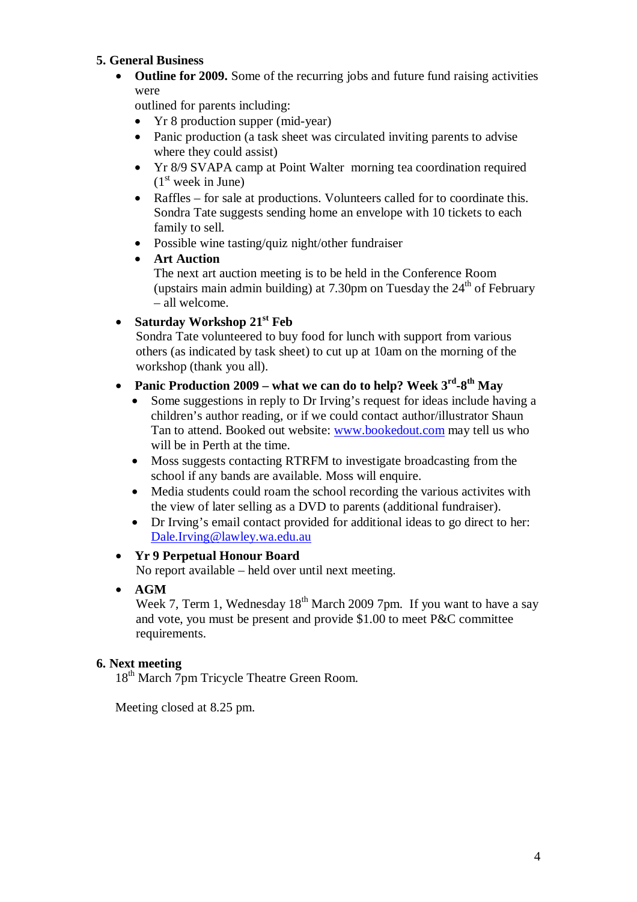**5. General Business**

- **Outline for 2009.** Some of the recurring jobs and future fund raising activities were outlined for parents including:
  - Yr 8 production supper (mid-year)
  - Panic production (a task sheet was circulated inviting parents to advise where they could assist)
  - Yr 8/9 SVAPA camp at Point Walter morning tea coordination required (1st week in June)
  - Raffles – for sale at productions. Volunteers called for to coordinate this. Sondra Tate suggests sending home an envelope with 10 tickets to each family to sell.
  - Possible wine tasting/quiz night/other fundraiser
  - **Art Auction**
    The next art auction meeting is to be held in the Conference Room (upstairs main admin building) at 7.30pm on Tuesday the 24th of February – all welcome.
- **Saturday Workshop 21st Feb**
  Sondra Tate volunteered to buy food for lunch with support from various others (as indicated by task sheet) to cut up at 10am on the morning of the workshop (thank you all).
- **Panic Production 2009 – what we can do to help? Week 3rd-8th May**
  - Some suggestions in reply to Dr Irving's request for ideas include having a children's author reading, or if we could contact author/illustrator Shaun Tan to attend. Booked out website: www.bookedout.com may tell us who will be in Perth at the time.
  - Moss suggests contacting RTRFM to investigate broadcasting from the school if any bands are available. Moss will enquire.
  - Media students could roam the school recording the various activites with the view of later selling as a DVD to parents (additional fundraiser).
  - Dr Irving's email contact provided for additional ideas to go direct to her: Dale.Irving@lawley.wa.edu.au
- **Yr 9 Perpetual Honour Board**
  No report available – held over until next meeting.
- **AGM**
  Week 7, Term 1, Wednesday 18th March 2009 7pm. If you want to have a say and vote, you must be present and provide $1.00 to meet P&C committee requirements.

**6. Next meeting**

18th March 7pm Tricycle Theatre Green Room.

Meeting closed at 8.25 pm.